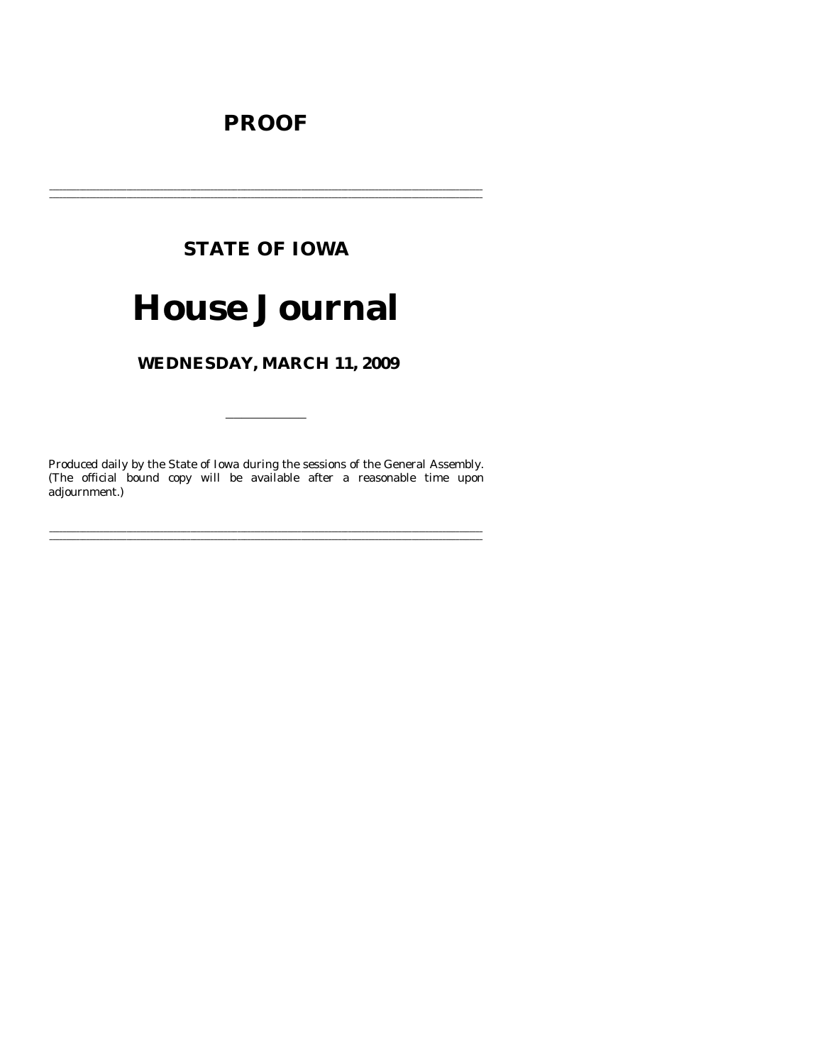**PROOF**

---

**STATE OF IOWA**

# House Journal

**WEDNESDAY, MARCH 11, 2009**

---

Produced daily by the State of Iowa during the sessions of the General Assembly. (The official bound copy will be available after a reasonable time upon adjournment.)

---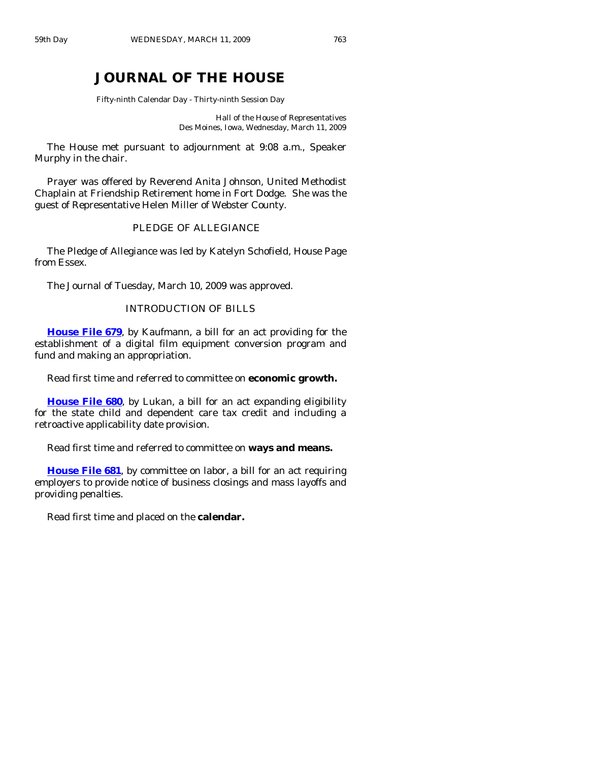# JOURNAL OF THE HOUSE

Fifty-ninth Calendar Day - Thirty-ninth Session Day

Hall of the House of Representatives
Des Moines, Iowa, Wednesday, March 11, 2009

The House met pursuant to adjournment at 9:08 a.m., Speaker Murphy in the chair.

Prayer was offered by Reverend Anita Johnson, United Methodist Chaplain at Friendship Retirement home in Fort Dodge. She was the guest of Representative Helen Miller of Webster County.

PLEDGE OF ALLEGIANCE

The Pledge of Allegiance was led by Katelyn Schofield, House Page from Essex.

The Journal of Tuesday, March 10, 2009 was approved.

INTRODUCTION OF BILLS

**House File 679**, by Kaufmann, a bill for an act providing for the establishment of a digital film equipment conversion program and fund and making an appropriation.

Read first time and referred to committee on **economic growth.**

**House File 680**, by Lukan, a bill for an act expanding eligibility for the state child and dependent care tax credit and including a retroactive applicability date provision.

Read first time and referred to committee on **ways and means.**

**House File 681**, by committee on labor, a bill for an act requiring employers to provide notice of business closings and mass layoffs and providing penalties.

Read first time and placed on the **calendar.**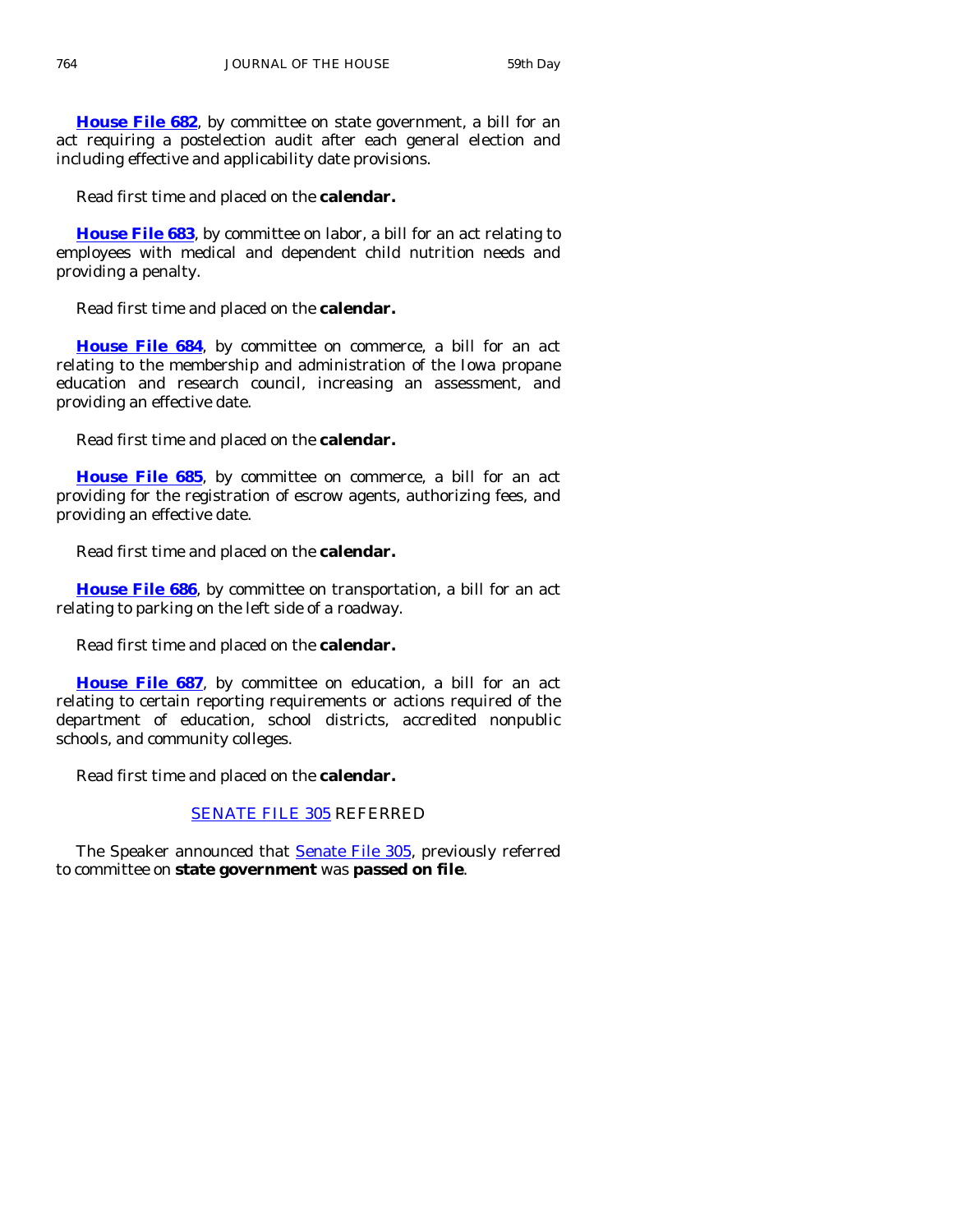**House File 682**, by committee on state government, a bill for an act requiring a postelection audit after each general election and including effective and applicability date provisions.

Read first time and placed on the **calendar.**

**House File 683**, by committee on labor, a bill for an act relating to employees with medical and dependent child nutrition needs and providing a penalty.

Read first time and placed on the **calendar.**

**House File 684**, by committee on commerce, a bill for an act relating to the membership and administration of the Iowa propane education and research council, increasing an assessment, and providing an effective date.

Read first time and placed on the **calendar.**

**House File 685**, by committee on commerce, a bill for an act providing for the registration of escrow agents, authorizing fees, and providing an effective date.

Read first time and placed on the **calendar.**

**House File 686**, by committee on transportation, a bill for an act relating to parking on the left side of a roadway.

Read first time and placed on the **calendar.**

**House File 687**, by committee on education, a bill for an act relating to certain reporting requirements or actions required of the department of education, school districts, accredited nonpublic schools, and community colleges.

Read first time and placed on the **calendar.**

SENATE FILE 305 REFERRED

The Speaker announced that Senate File 305, previously referred to committee on **state government** was **passed on file**.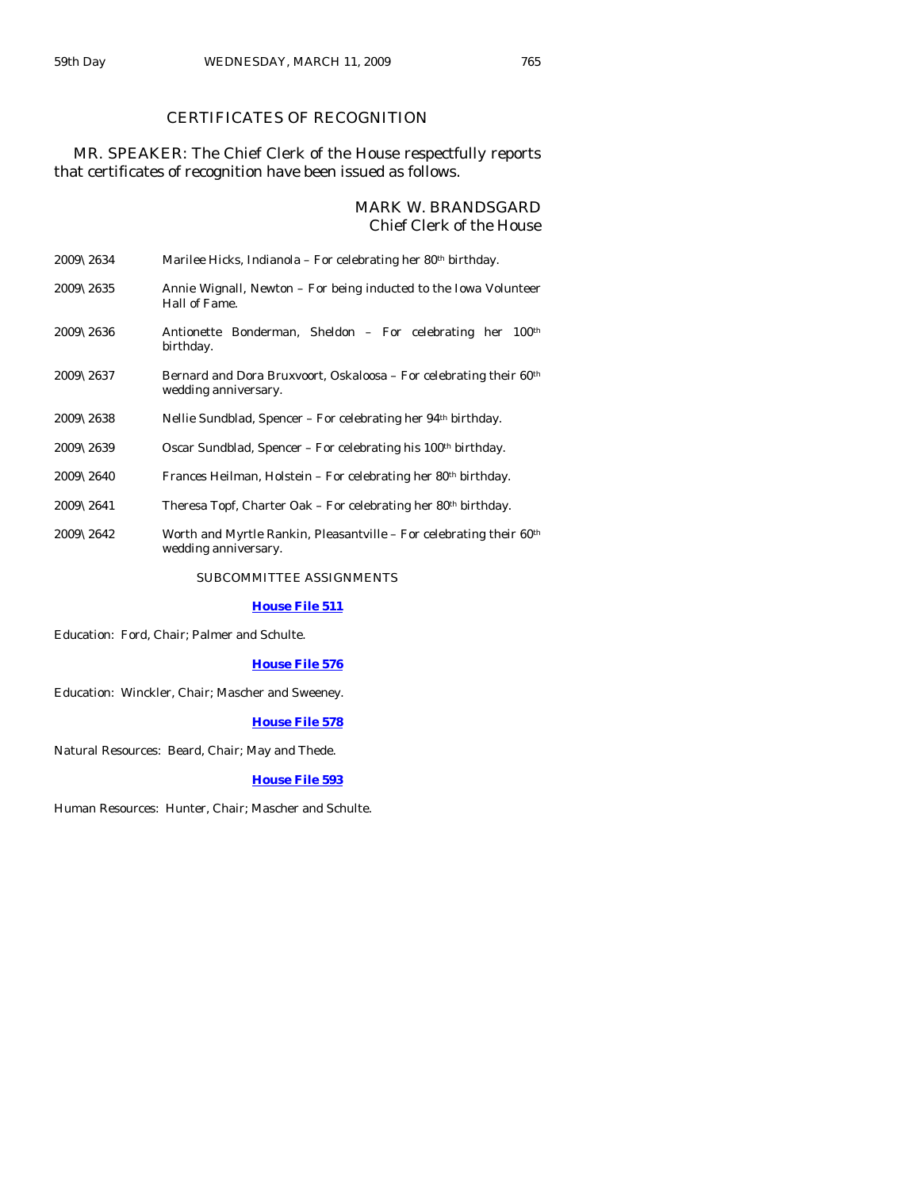## CERTIFICATES OF RECOGNITION

MR. SPEAKER: The Chief Clerk of the House respectfully reports that certificates of recognition have been issued as follows.

MARK W. BRANDSGARD
*Chief Clerk of the House*

2009\2634 Marilee Hicks, Indianola – For celebrating her 80th birthday.

2009\2635 Annie Wignall, Newton – For being inducted to the Iowa Volunteer Hall of Fame.

2009\2636 Antionette Bonderman, Sheldon – For celebrating her 100th birthday.

2009\2637 Bernard and Dora Bruxvoort, Oskaloosa – For celebrating their 60th wedding anniversary.

2009\2638 Nellie Sundblad, Spencer – For celebrating her 94th birthday.

2009\2639 Oscar Sundblad, Spencer – For celebrating his 100th birthday.

2009\2640 Frances Heilman, Holstein – For celebrating her 80th birthday.

2009\2641 Theresa Topf, Charter Oak – For celebrating her 80th birthday.

2009\2642 Worth and Myrtle Rankin, Pleasantville – For celebrating their 60th wedding anniversary.

### SUBCOMMITTEE ASSIGNMENTS

**House File 511**

Education: Ford, Chair; Palmer and Schulte.

**House File 576**

Education: Winckler, Chair; Mascher and Sweeney.

**House File 578**

Natural Resources: Beard, Chair; May and Thede.

**House File 593**

Human Resources: Hunter, Chair; Mascher and Schulte.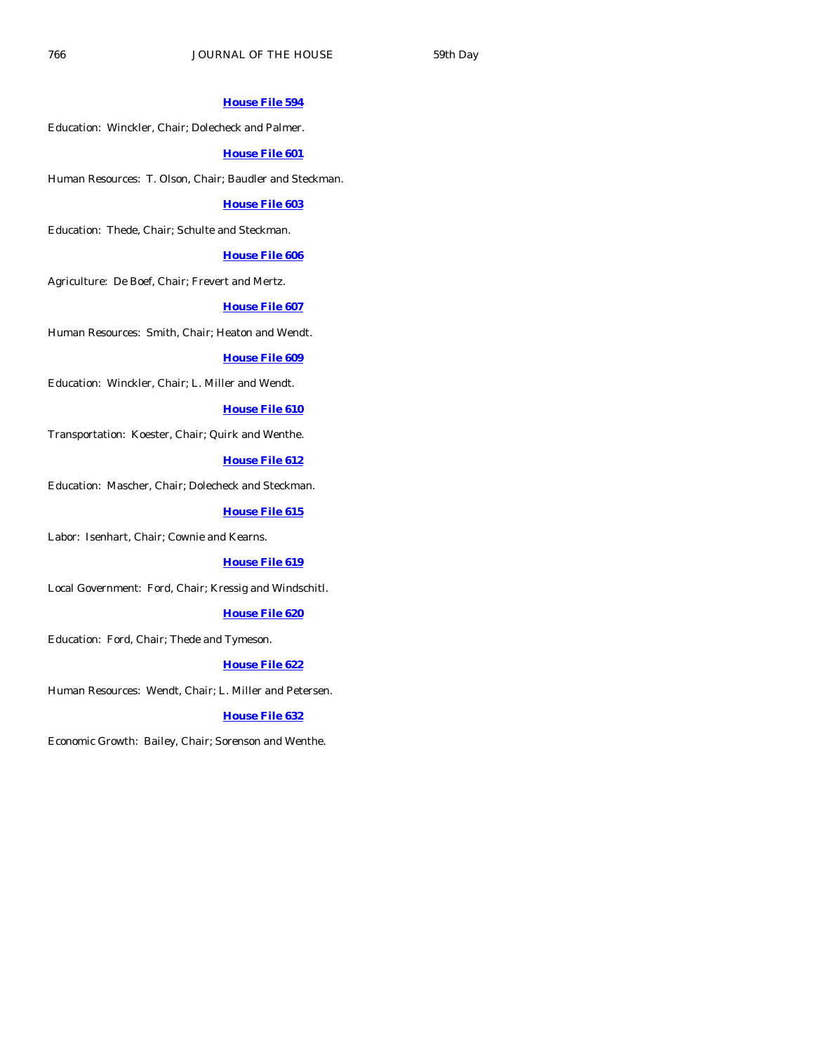**House File 594**

Education: Winckler, Chair; Dolecheck and Palmer.

**House File 601**

Human Resources: T. Olson, Chair; Baudler and Steckman.

**House File 603**

Education: Thede, Chair; Schulte and Steckman.

**House File 606**

Agriculture: De Boef, Chair; Frevert and Mertz.

**House File 607**

Human Resources: Smith, Chair; Heaton and Wendt.

**House File 609**

Education: Winckler, Chair; L. Miller and Wendt.

**House File 610**

Transportation: Koester, Chair; Quirk and Wenthe.

**House File 612**

Education: Mascher, Chair; Dolecheck and Steckman.

**House File 615**

Labor: Isenhart, Chair; Cownie and Kearns.

**House File 619**

Local Government: Ford, Chair; Kressig and Windschitl.

**House File 620**

Education: Ford, Chair; Thede and Tymeson.

**House File 622**

Human Resources: Wendt, Chair; L. Miller and Petersen.

**House File 632**

Economic Growth: Bailey, Chair; Sorenson and Wenthe.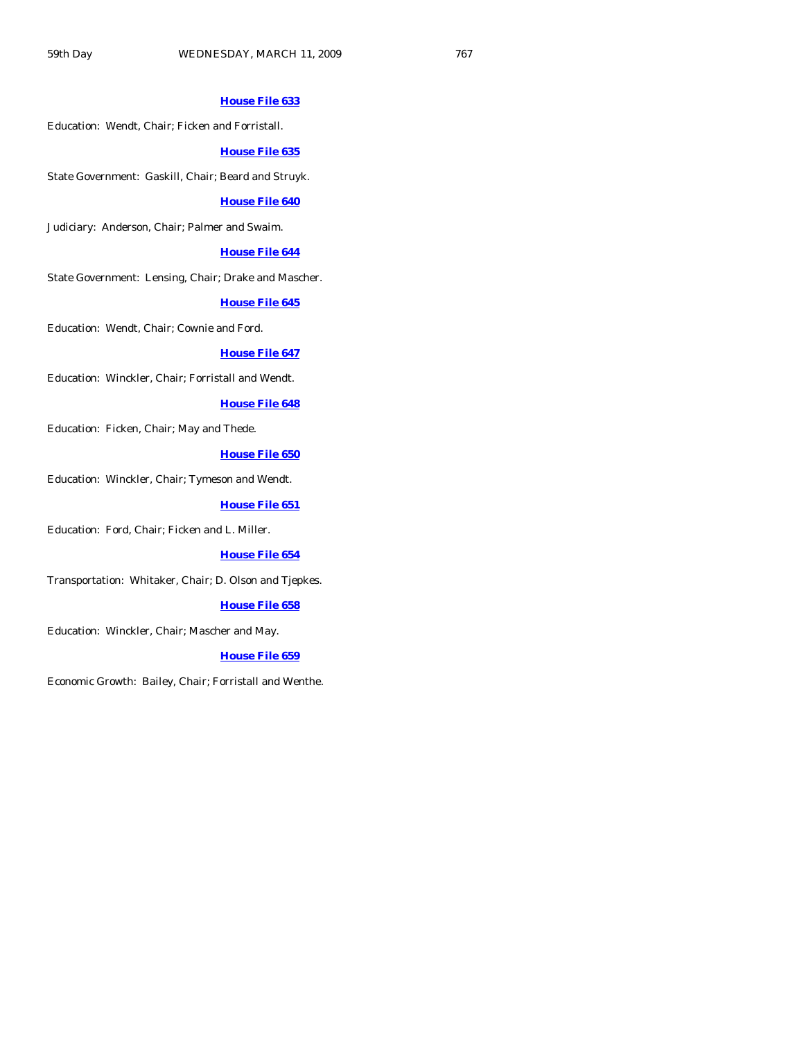**House File 633**

Education: Wendt, Chair; Ficken and Forristall.

**House File 635**

State Government: Gaskill, Chair; Beard and Struyk.

**House File 640**

Judiciary: Anderson, Chair; Palmer and Swaim.

**House File 644**

State Government: Lensing, Chair; Drake and Mascher.

**House File 645**

Education: Wendt, Chair; Cownie and Ford.

**House File 647**

Education: Winckler, Chair; Forristall and Wendt.

**House File 648**

Education: Ficken, Chair; May and Thede.

**House File 650**

Education: Winckler, Chair; Tymeson and Wendt.

**House File 651**

Education: Ford, Chair; Ficken and L. Miller.

**House File 654**

Transportation: Whitaker, Chair; D. Olson and Tjepkes.

**House File 658**

Education: Winckler, Chair; Mascher and May.

**House File 659**

Economic Growth: Bailey, Chair; Forristall and Wenthe.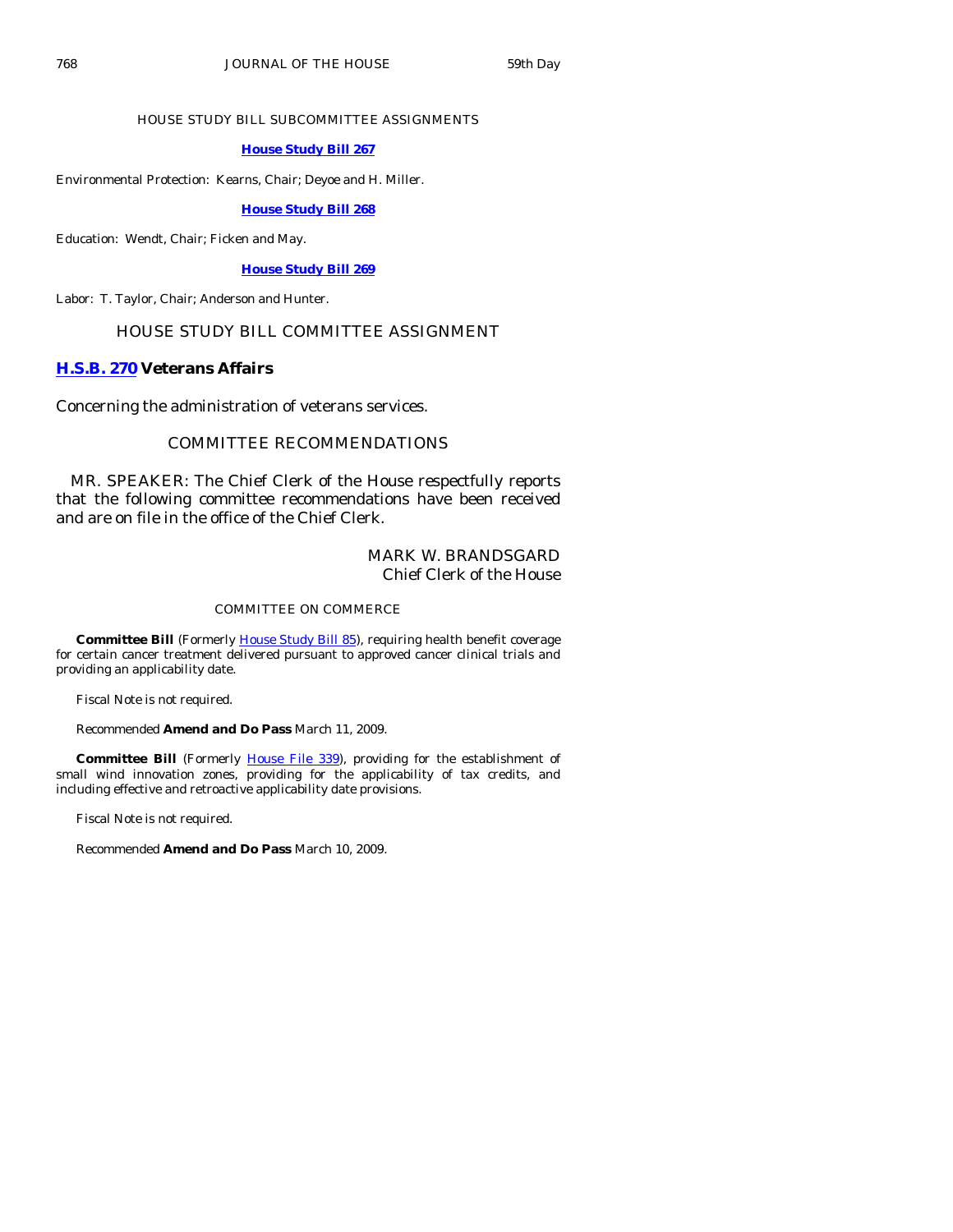## HOUSE STUDY BILL SUBCOMMITTEE ASSIGNMENTS

**House Study Bill 267**

Environmental Protection: Kearns, Chair; Deyoe and H. Miller.

**House Study Bill 268**

Education: Wendt, Chair; Ficken and May.

**House Study Bill 269**

Labor: T. Taylor, Chair; Anderson and Hunter.

## HOUSE STUDY BILL COMMITTEE ASSIGNMENT

**H.S.B. 270 Veterans Affairs**

Concerning the administration of veterans services.

## COMMITTEE RECOMMENDATIONS

MR. SPEAKER: The Chief Clerk of the House respectfully reports that the following committee recommendations have been received and are on file in the office of the Chief Clerk.

MARK W. BRANDSGARD
Chief Clerk of the House

### COMMITTEE ON COMMERCE

**Committee Bill** (Formerly House Study Bill 85), requiring health benefit coverage for certain cancer treatment delivered pursuant to approved cancer clinical trials and providing an applicability date.

Fiscal Note is not required.

Recommended **Amend and Do Pass** March 11, 2009.

**Committee Bill** (Formerly House File 339), providing for the establishment of small wind innovation zones, providing for the applicability of tax credits, and including effective and retroactive applicability date provisions.

Fiscal Note is not required.

Recommended **Amend and Do Pass** March 10, 2009.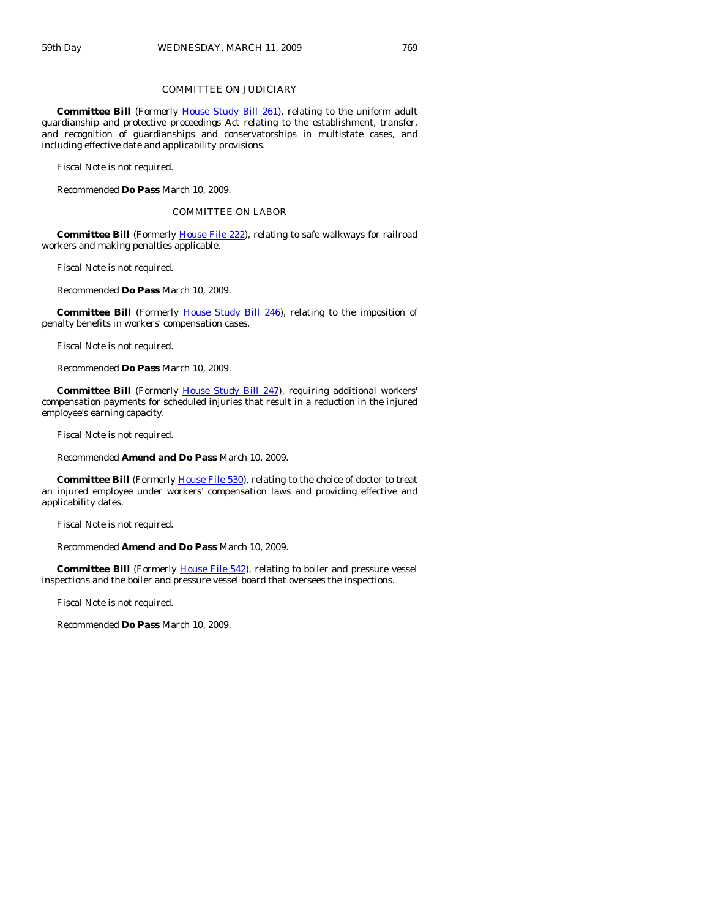## COMMITTEE ON JUDICIARY

**Committee Bill** (Formerly House Study Bill 261), relating to the uniform adult guardianship and protective proceedings Act relating to the establishment, transfer, and recognition of guardianships and conservatorships in multistate cases, and including effective date and applicability provisions.

Fiscal Note is not required.

Recommended **Do Pass** March 10, 2009.

## COMMITTEE ON LABOR

**Committee Bill** (Formerly House File 222), relating to safe walkways for railroad workers and making penalties applicable.

Fiscal Note is not required.

Recommended **Do Pass** March 10, 2009.

**Committee Bill** (Formerly House Study Bill 246), relating to the imposition of penalty benefits in workers' compensation cases.

Fiscal Note is not required.

Recommended **Do Pass** March 10, 2009.

**Committee Bill** (Formerly House Study Bill 247), requiring additional workers' compensation payments for scheduled injuries that result in a reduction in the injured employee's earning capacity.

Fiscal Note is not required.

Recommended **Amend and Do Pass** March 10, 2009.

**Committee Bill** (Formerly House File 530), relating to the choice of doctor to treat an injured employee under workers' compensation laws and providing effective and applicability dates.

Fiscal Note is not required.

Recommended **Amend and Do Pass** March 10, 2009.

**Committee Bill** (Formerly House File 542), relating to boiler and pressure vessel inspections and the boiler and pressure vessel board that oversees the inspections.

Fiscal Note is not required.

Recommended **Do Pass** March 10, 2009.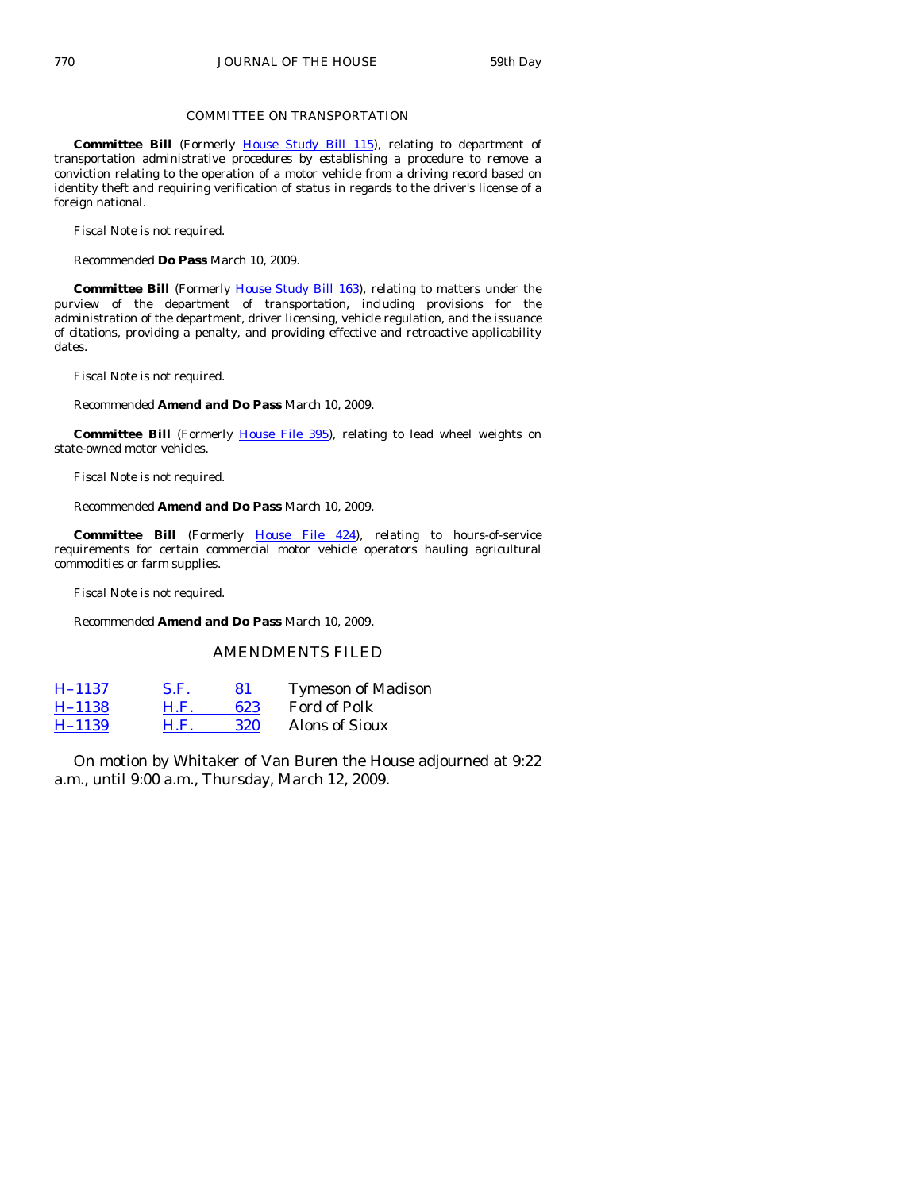### COMMITTEE ON TRANSPORTATION

**Committee Bill** (Formerly House Study Bill 115), relating to department of transportation administrative procedures by establishing a procedure to remove a conviction relating to the operation of a motor vehicle from a driving record based on identity theft and requiring verification of status in regards to the driver's license of a foreign national.

Fiscal Note is not required.

Recommended **Do Pass** March 10, 2009.

**Committee Bill** (Formerly House Study Bill 163), relating to matters under the purview of the department of transportation, including provisions for the administration of the department, driver licensing, vehicle regulation, and the issuance of citations, providing a penalty, and providing effective and retroactive applicability dates.

Fiscal Note is not required.

Recommended **Amend and Do Pass** March 10, 2009.

**Committee Bill** (Formerly House File 395), relating to lead wheel weights on state-owned motor vehicles.

Fiscal Note is not required.

Recommended **Amend and Do Pass** March 10, 2009.

**Committee Bill** (Formerly House File 424), relating to hours-of-service requirements for certain commercial motor vehicle operators hauling agricultural commodities or farm supplies.

Fiscal Note is not required.

Recommended **Amend and Do Pass** March 10, 2009.

## AMENDMENTS FILED

| | | | |
|---|---|---|---|
| H–1137 | S.F. | 81 | Tymeson of Madison |
| H–1138 | H.F. | 623 | Ford of Polk |
| H–1139 | H.F. | 320 | Alons of Sioux |

On motion by Whitaker of Van Buren the House adjourned at 9:22 a.m., until 9:00 a.m., Thursday, March 12, 2009.